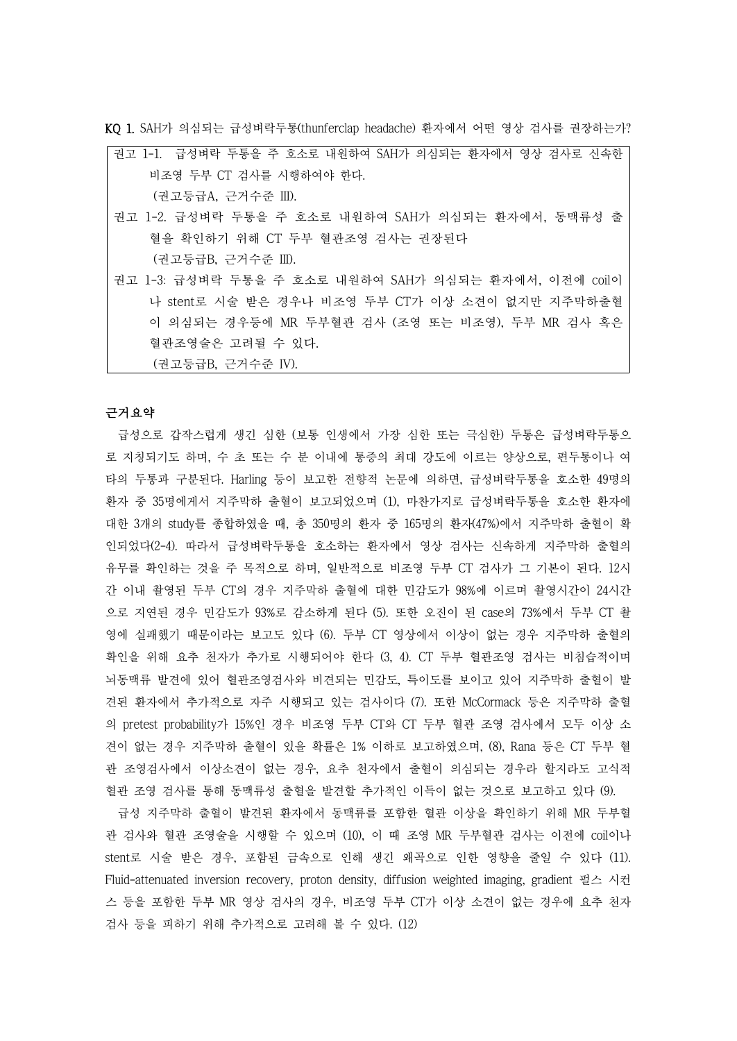**KQ 1.** SAH가 의심되는 급성벼락두통(thunferclap headache) 환자에서 어떤 영상 검사를 권장하는가?

| 권고 1-1. 급성벼락 두통을 주 호소로 내원하여 SAH가 의심되는 환자에서 영상 검사로 신속한 비조영 두부 CT 검사를 시행하여야 한다. (권고등급A, 근거수준 Ⅲ).<br>권고 1-2. 급성벼락 두통을 주 호소로 내원하여 SAH가 의심되는 환자에서, 동맥류성 출혈을 확인하기 위해 CT 두부 혈관조영 검사는 권장된다 (권고등급B, 근거수준 Ⅲ).<br>권고 1-3: 급성벼락 두통을 주 호소로 내원하여 SAH가 의심되는 환자에서, 이전에 coil이나 stent로 시술 받은 경우나 비조영 두부 CT가 이상 소견이 없지만 지주막하출혈이 의심되는 경우등에 MR 두부혈관 검사 (조영 또는 비조영), 두부 MR 검사 혹은 혈관조영술은 고려될 수 있다. (권고등급B, 근거수준 Ⅳ). |
|---|

**근거요약**

급성으로 갑작스럽게 생긴 심한 (보통 인생에서 가장 심한 또는 극심한) 두통은 급성벼락두통으로 지칭되기도 하며, 수 초 또는 수 분 이내에 통증의 최대 강도에 이르는 양상으로, 편두통이나 여타의 두통과 구분된다. Harling 등이 보고한 전향적 논문에 의하면, 급성벼락두통을 호소한 49명의 환자 중 35명에게서 지주막하 출혈이 보고되었으며 (1), 마찬가지로 급성벼락두통을 호소한 환자에 대한 3개의 study를 종합하였을 때, 총 350명의 환자 중 165명의 환자(47%)에서 지주막하 출혈이 확인되었다(2-4). 따라서 급성벼락두통을 호소하는 환자에서 영상 검사는 신속하게 지주막하 출혈의 유무를 확인하는 것을 주 목적으로 하며, 일반적으로 비조영 두부 CT 검사가 그 기본이 된다. 12시간 이내 촬영된 두부 CT의 경우 지주막하 출혈에 대한 민감도가 98%에 이르며 촬영시간이 24시간으로 지연된 경우 민감도가 93%로 감소하게 된다 (5). 또한 오진이 된 case의 73%에서 두부 CT 촬영에 실패했기 때문이라는 보고도 있다 (6). 두부 CT 영상에서 이상이 없는 경우 지주막하 출혈의 확인을 위해 요추 천자가 추가로 시행되어야 한다 (3, 4). CT 두부 혈관조영 검사는 비침습적이며 뇌동맥류 발견에 있어 혈관조영검사와 비견되는 민감도, 특이도를 보이고 있어 지주막하 출혈이 발견된 환자에서 추가적으로 자주 시행되고 있는 검사이다 (7). 또한 McCormack 등은 지주막하 출혈의 pretest probability가 15%인 경우 비조영 두부 CT와 CT 두부 혈관 조영 검사에서 모두 이상 소견이 없는 경우 지주막하 출혈이 있을 확률은 1% 이하로 보고하였으며, (8), Rana 등은 CT 두부 혈관 조영검사에서 이상소견이 없는 경우, 요추 천자에서 출혈이 의심되는 경우라 할지라도 고식적 혈관 조영 검사를 통해 동맥류성 출혈을 발견할 추가적인 이득이 없는 것으로 보고하고 있다 (9).

급성 지주막하 출혈이 발견된 환자에서 동맥류를 포함한 혈관 이상을 확인하기 위해 MR 두부혈관 검사와 혈관 조영술을 시행할 수 있으며 (10), 이 때 조영 MR 두부혈관 검사는 이전에 coil이나 stent로 시술 받은 경우, 포함된 금속으로 인해 생긴 왜곡으로 인한 영향을 줄일 수 있다 (11). Fluid-attenuated inversion recovery, proton density, diffusion weighted imaging, gradient 펄스 시퀀스 등을 포함한 두부 MR 영상 검사의 경우, 비조영 두부 CT가 이상 소견이 없는 경우에 요추 천자 검사 등을 피하기 위해 추가적으로 고려해 볼 수 있다. (12)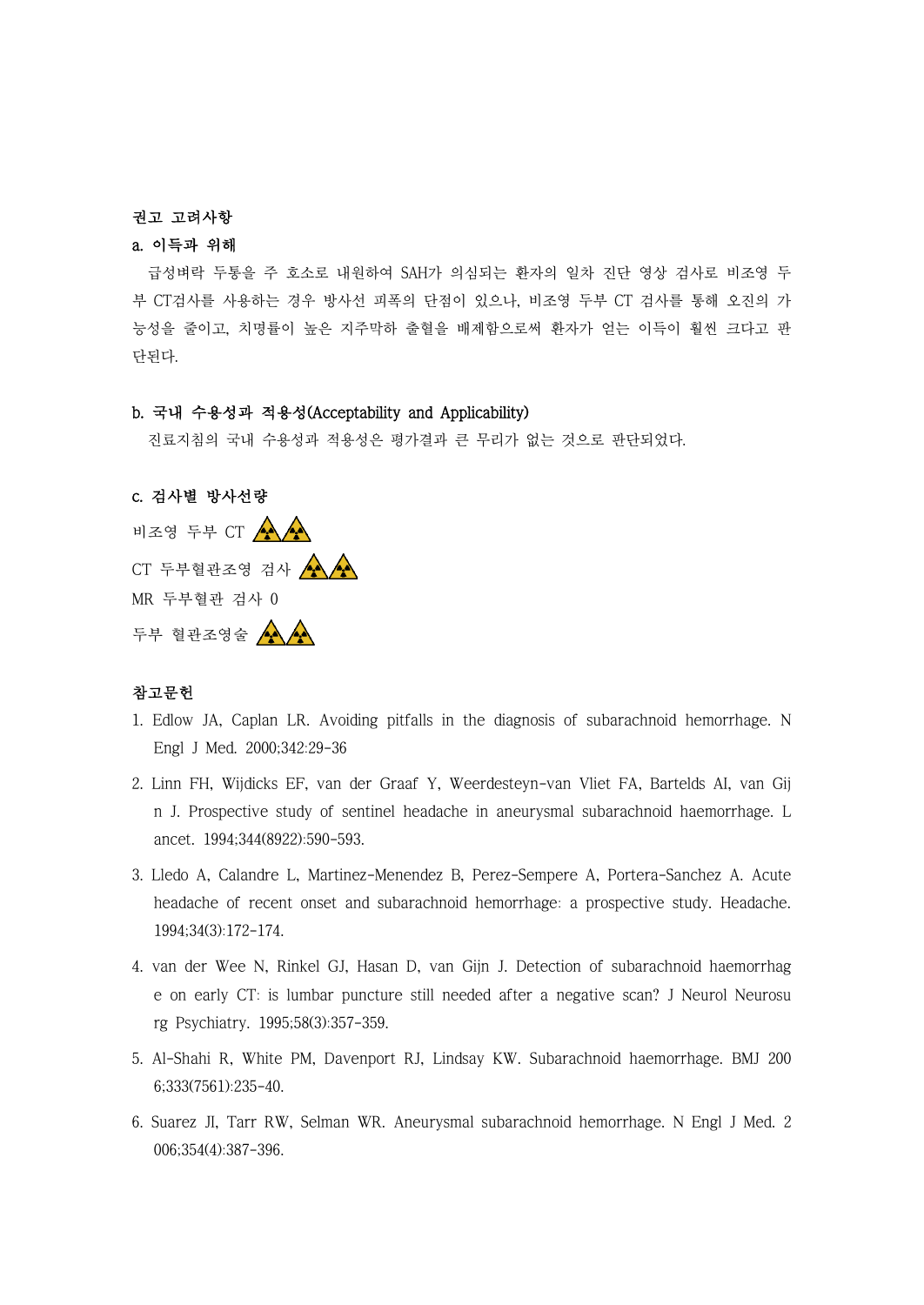## 권고 고려사항

### a. 이득과 위해

급성벼락 두통을 주 호소로 내원하여 SAH가 의심되는 환자의 일차 진단 영상 검사로 비조영 두부 CT검사를 사용하는 경우 방사선 피폭의 단점이 있으나, 비조영 두부 CT 검사를 통해 오진의 가능성을 줄이고, 치명률이 높은 지주막하 출혈을 배제함으로써 환자가 얻는 이득이 훨씬 크다고 판단된다.

### b. 국내 수용성과 적용성(Acceptability and Applicability)

진료지침의 국내 수용성과 적용성은 평가결과 큰 무리가 없는 것으로 판단되었다.

### c. 검사별 방사선량

비조영 두부 CT ☢☢

CT 두부혈관조영 검사 ☢☢

MR 두부혈관 검사 0

두부 혈관조영술 ☢☢

## 참고문헌

1. Edlow JA, Caplan LR. Avoiding pitfalls in the diagnosis of subarachnoid hemorrhage. N Engl J Med. 2000;342:29-36
2. Linn FH, Wijdicks EF, van der Graaf Y, Weerdesteyn-van Vliet FA, Bartelds AI, van Gijn J. Prospective study of sentinel headache in aneurysmal subarachnoid haemorrhage. Lancet. 1994;344(8922):590-593.
3. Lledo A, Calandre L, Martinez-Menendez B, Perez-Sempere A, Portera-Sanchez A. Acute headache of recent onset and subarachnoid hemorrhage: a prospective study. Headache. 1994;34(3):172-174.
4. van der Wee N, Rinkel GJ, Hasan D, van Gijn J. Detection of subarachnoid haemorrhage on early CT: is lumbar puncture still needed after a negative scan? J Neurol Neurosurg Psychiatry. 1995;58(3):357-359.
5. Al-Shahi R, White PM, Davenport RJ, Lindsay KW. Subarachnoid haemorrhage. BMJ 2006;333(7561):235-40.
6. Suarez JI, Tarr RW, Selman WR. Aneurysmal subarachnoid hemorrhage. N Engl J Med. 2006;354(4):387-396.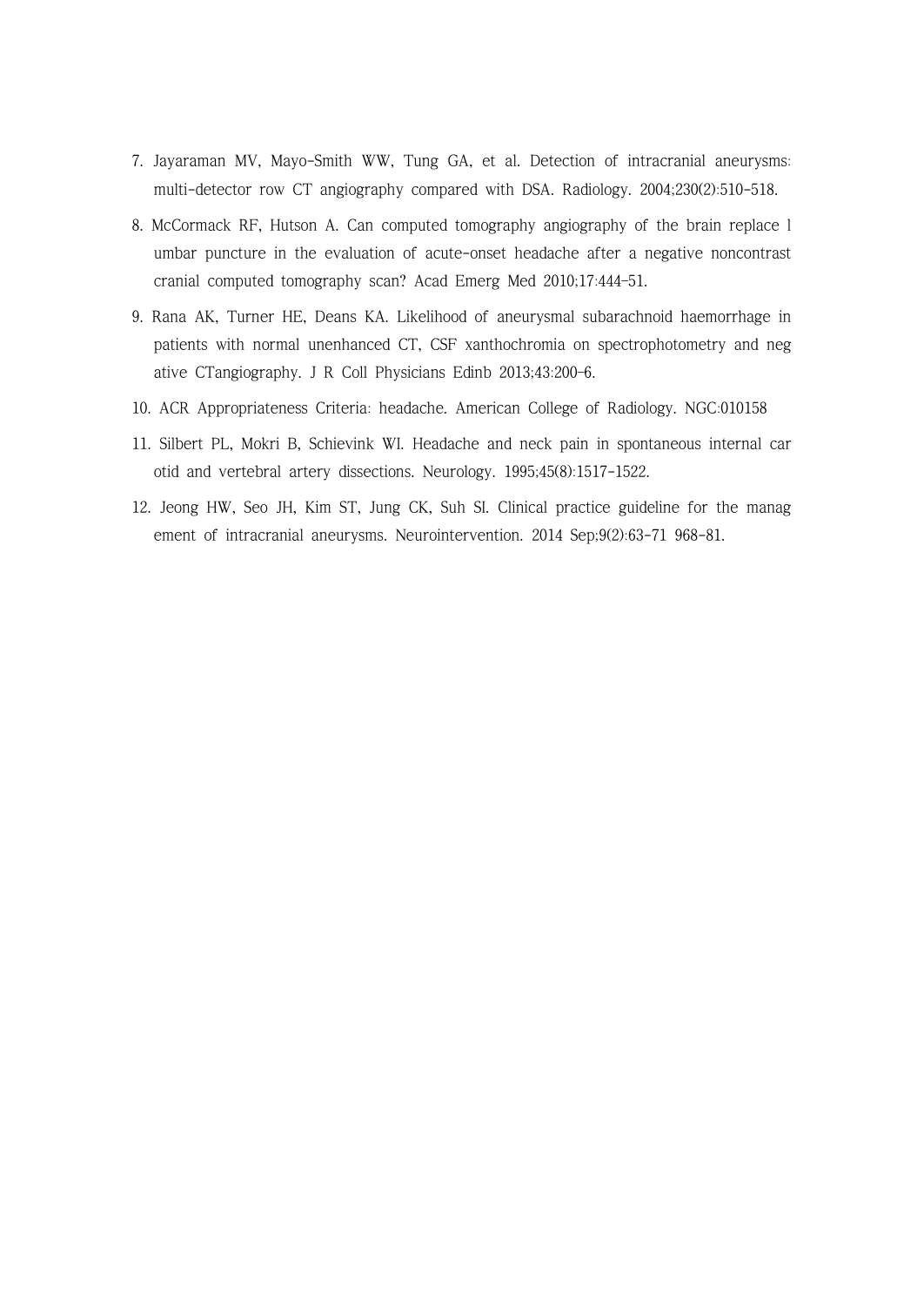7. Jayaraman MV, Mayo-Smith WW, Tung GA, et al. Detection of intracranial aneurysms: multi-detector row CT angiography compared with DSA. Radiology. 2004;230(2):510-518.

8. McCormack RF, Hutson A. Can computed tomography angiography of the brain replace lumbar puncture in the evaluation of acute-onset headache after a negative noncontrast cranial computed tomography scan? Acad Emerg Med 2010;17:444-51.

9. Rana AK, Turner HE, Deans KA. Likelihood of aneurysmal subarachnoid haemorrhage in patients with normal unenhanced CT, CSF xanthochromia on spectrophotometry and negative CTangiography. J R Coll Physicians Edinb 2013;43:200-6.

10. ACR Appropriateness Criteria: headache. American College of Radiology. NGC:010158

11. Silbert PL, Mokri B, Schievink WI. Headache and neck pain in spontaneous internal carotid and vertebral artery dissections. Neurology. 1995;45(8):1517-1522.

12. Jeong HW, Seo JH, Kim ST, Jung CK, Suh SI. Clinical practice guideline for the management of intracranial aneurysms. Neurointervention. 2014 Sep;9(2):63-71 968-81.